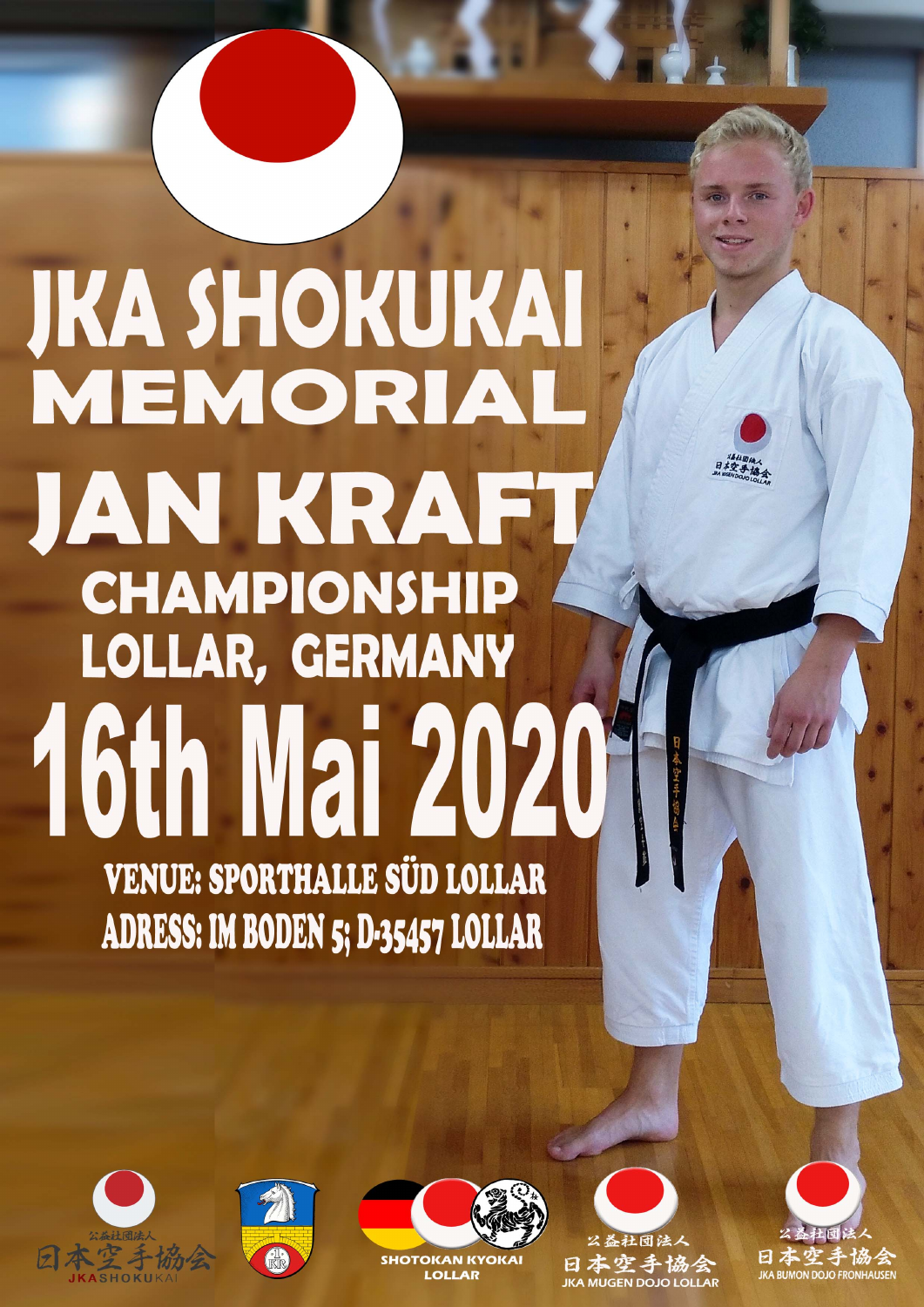# JKA SHOKUKAI MEMORIAL

# JAN KRAFT

## CHAMPIONSHIP

## LOLLAR, GERMANY

# 16th Mai 2020

**VENUE: SPORTHALLE SÜD LOLLAR**

**ADRESS: IM BODEN 5; D-35457 LOLLAR**

公益社団法人 日本空手協会 JKASHOKUKAI

SHOTOKAN KYOKAI LOLLAR

公益社団法人 日本空手協会 JKA MUGEN DOJO LOLLAR

公益社団法人 日本空手協会 JKA BUMON DOJO FRONHAUSEN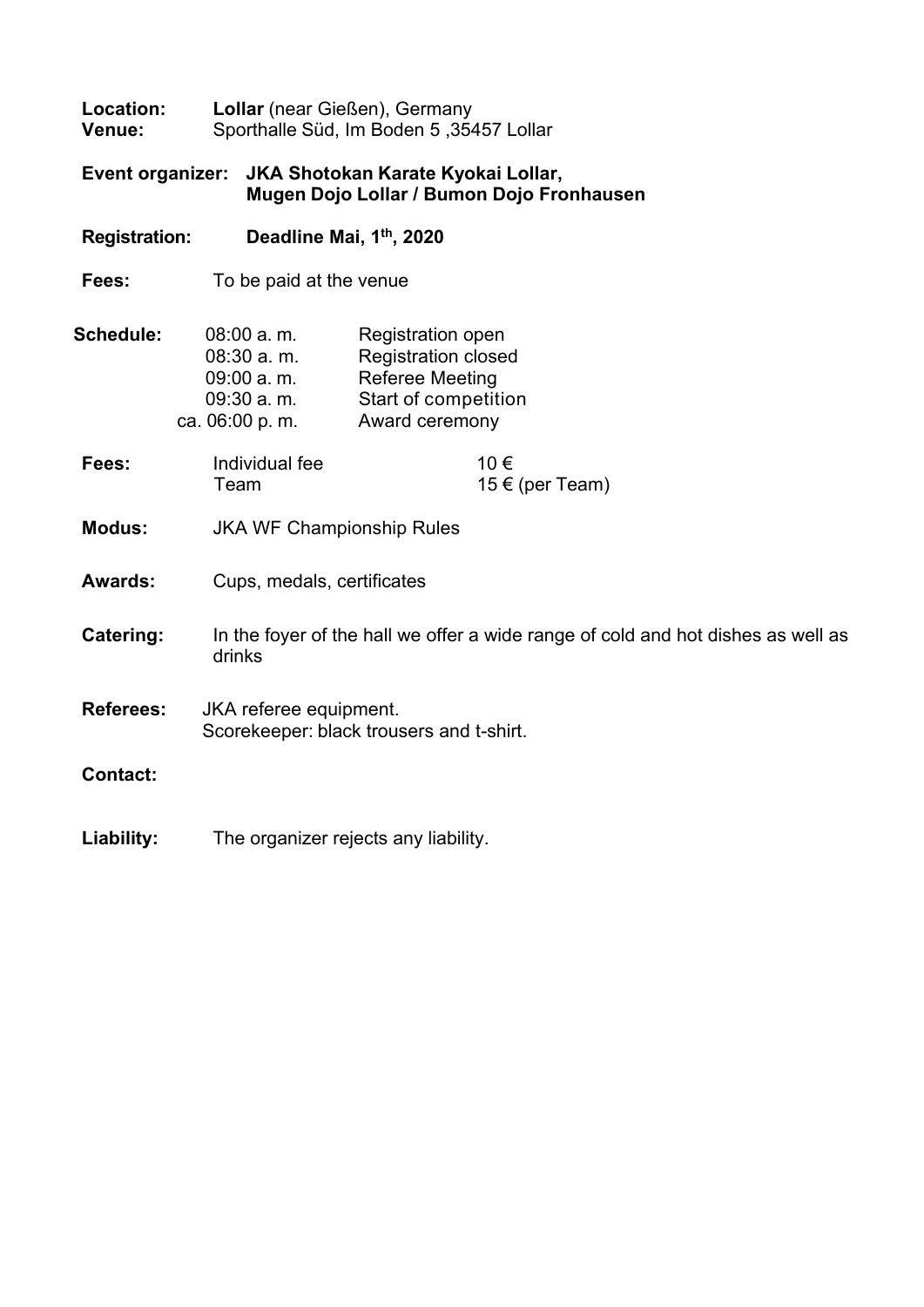**Location:** **Lollar** (near Gießen), Germany
**Venue:** Sporthalle Süd, Im Boden 5 ,35457 Lollar

**Event organizer:** **JKA Shotokan Karate Kyokai Lollar, Mugen Dojo Lollar / Bumon Dojo Fronhausen**

**Registration:** **Deadline Mai, 1th, 2020**

**Fees:** To be paid at the venue

**Schedule:**

| | |
|---|---|
| 08:00 a. m. | Registration open |
| 08:30 a. m. | Registration closed |
| 09:00 a. m. | Referee Meeting |
| 09:30 a. m. | Start of competition |
| ca. 06:00 p. m. | Award ceremony |

**Fees:**

| | |
|---|---|
| Individual fee | 10 € |
| Team | 15 € (per Team) |

**Modus:** JKA WF Championship Rules

**Awards:** Cups, medals, certificates

**Catering:** In the foyer of the hall we offer a wide range of cold and hot dishes as well as drinks

**Referees:** JKA referee equipment.
Scorekeeper: black trousers and t-shirt.

**Contact:**

**Liability:** The organizer rejects any liability.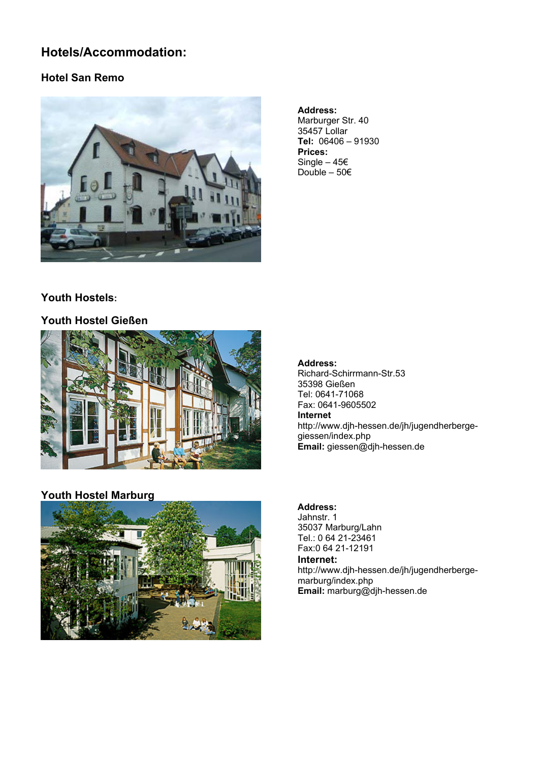# Hotels/Accommodation:

## Hotel San Remo

**Address:**
Marburger Str. 40
35457 Lollar
**Tel:** 06406 – 91930
**Prices:**
Single – 45€
Double – 50€

## Youth Hostels:

### Youth Hostel Gießen

**Address:**
Richard-Schirrmann-Str.53
35398 Gießen
Tel: 0641-71068
Fax: 0641-9605502
**Internet**
http://www.djh-hessen.de/jh/jugendherberge-giessen/index.php
**Email:** giessen@djh-hessen.de

### Youth Hostel Marburg

**Address:**
Jahnstr. 1
35037 Marburg/Lahn
Tel.: 0 64 21-23461
Fax:0 64 21-12191
**Internet:**
http://www.djh-hessen.de/jh/jugendherberge-marburg/index.php
**Email:** marburg@djh-hessen.de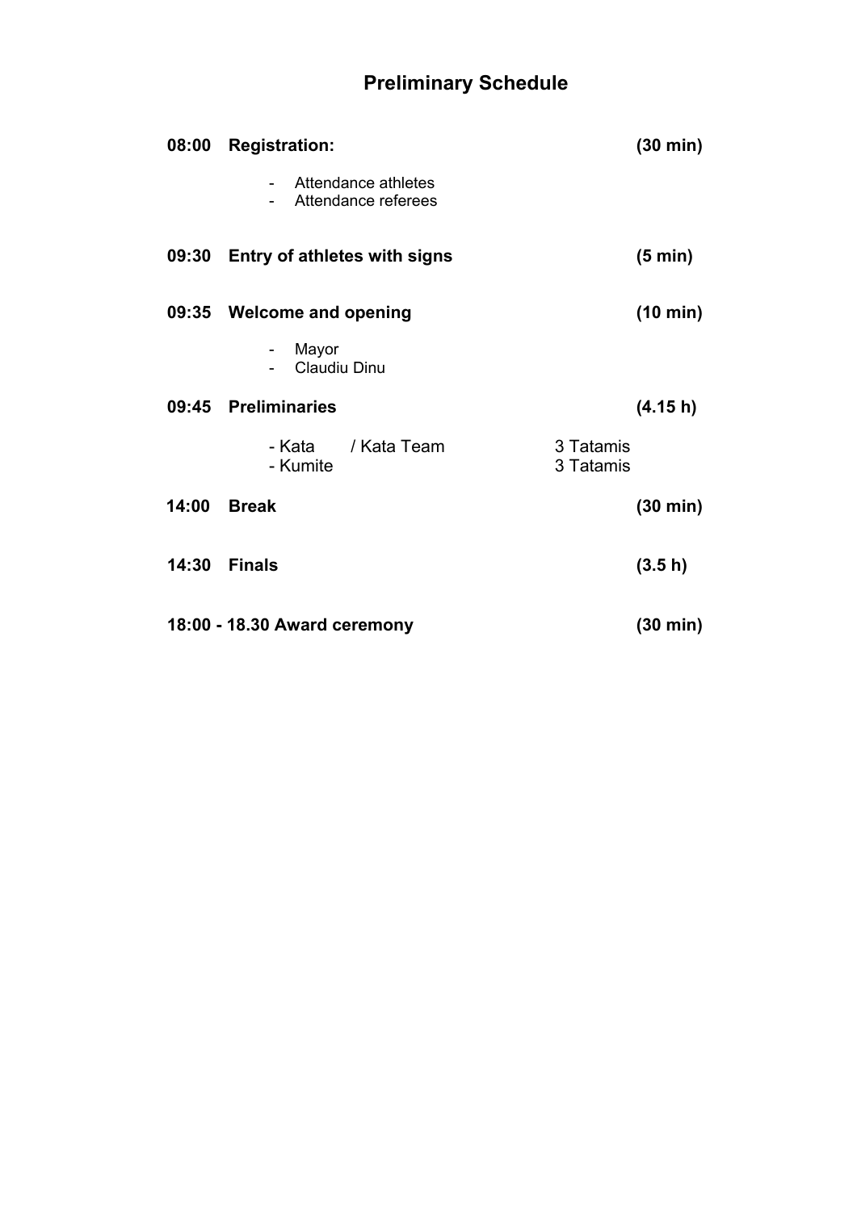# Preliminary Schedule

**08:00 Registration:** **(30 min)**

- Attendance athletes
- Attendance referees

**09:30 Entry of athletes with signs** **(5 min)**

**09:35 Welcome and opening** **(10 min)**

- Mayor
- Claudiu Dinu

**09:45 Preliminaries** **(4.15 h)**

- Kata / Kata Team — 3 Tatamis
- Kumite — 3 Tatamis

**14:00 Break** **(30 min)**

**14:30 Finals** **(3.5 h)**

**18:00 - 18.30 Award ceremony** **(30 min)**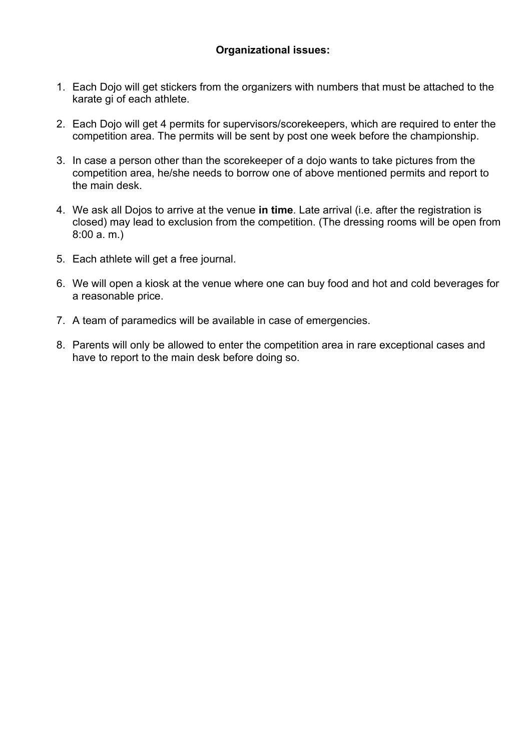**Organizational issues:**

1. Each Dojo will get stickers from the organizers with numbers that must be attached to the karate gi of each athlete.

2. Each Dojo will get 4 permits for supervisors/scorekeepers, which are required to enter the competition area. The permits will be sent by post one week before the championship.

3. In case a person other than the scorekeeper of a dojo wants to take pictures from the competition area, he/she needs to borrow one of above mentioned permits and report to the main desk.

4. We ask all Dojos to arrive at the venue **in time**. Late arrival (i.e. after the registration is closed) may lead to exclusion from the competition. (The dressing rooms will be open from 8:00 a. m.)

5. Each athlete will get a free journal.

6. We will open a kiosk at the venue where one can buy food and hot and cold beverages for a reasonable price.

7. A team of paramedics will be available in case of emergencies.

8. Parents will only be allowed to enter the competition area in rare exceptional cases and have to report to the main desk before doing so.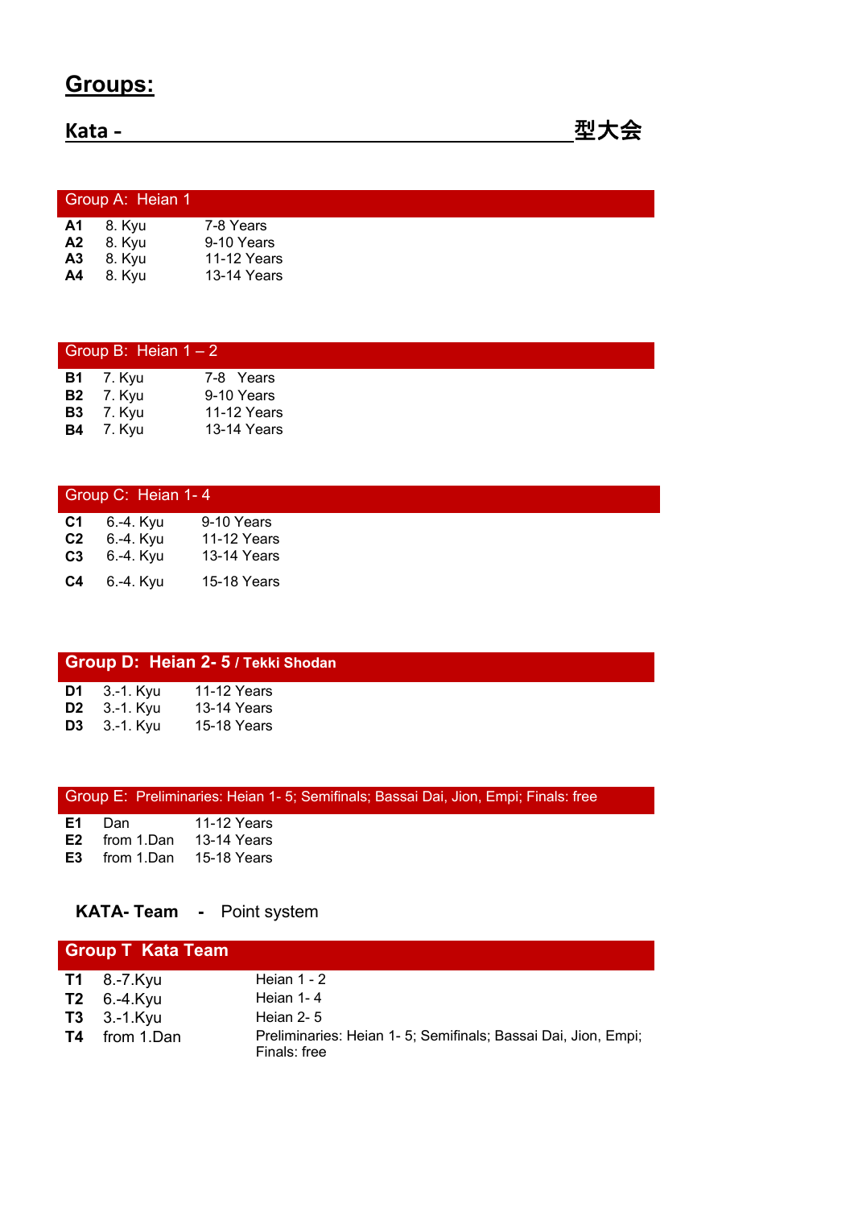# Groups:

## Kata - 型大会

### Group A: Heian 1

| | | |
|---|---|---|
| **A1** | 8. Kyu | 7-8 Years |
| **A2** | 8. Kyu | 9-10 Years |
| **A3** | 8. Kyu | 11-12 Years |
| **A4** | 8. Kyu | 13-14 Years |

### Group B: Heian 1 – 2

| | | |
|---|---|---|
| **B1** | 7. Kyu | 7-8 Years |
| **B2** | 7. Kyu | 9-10 Years |
| **B3** | 7. Kyu | 11-12 Years |
| **B4** | 7. Kyu | 13-14 Years |

### Group C: Heian 1- 4

| | | |
|---|---|---|
| **C1** | 6.-4. Kyu | 9-10 Years |
| **C2** | 6.-4. Kyu | 11-12 Years |
| **C3** | 6.-4. Kyu | 13-14 Years |
| **C4** | 6.-4. Kyu | 15-18 Years |

### Group D: Heian 2- 5 / Tekki Shodan

| | | |
|---|---|---|
| **D1** | 3.-1. Kyu | 11-12 Years |
| **D2** | 3.-1. Kyu | 13-14 Years |
| **D3** | 3.-1. Kyu | 15-18 Years |

### Group E: Preliminaries: Heian 1- 5; Semifinals; Bassai Dai, Jion, Empi; Finals: free

| | | |
|---|---|---|
| **E1** | Dan | 11-12 Years |
| **E2** | from 1.Dan | 13-14 Years |
| **E3** | from 1.Dan | 15-18 Years |

**KATA- Team** - Point system

### Group T Kata Team

| | | |
|---|---|---|
| **T1** | 8.-7.Kyu | Heian 1 - 2 |
| **T2** | 6.-4.Kyu | Heian 1- 4 |
| **T3** | 3.-1.Kyu | Heian 2- 5 |
| **T4** | from 1.Dan | Preliminaries: Heian 1- 5; Semifinals; Bassai Dai, Jion, Empi; Finals: free |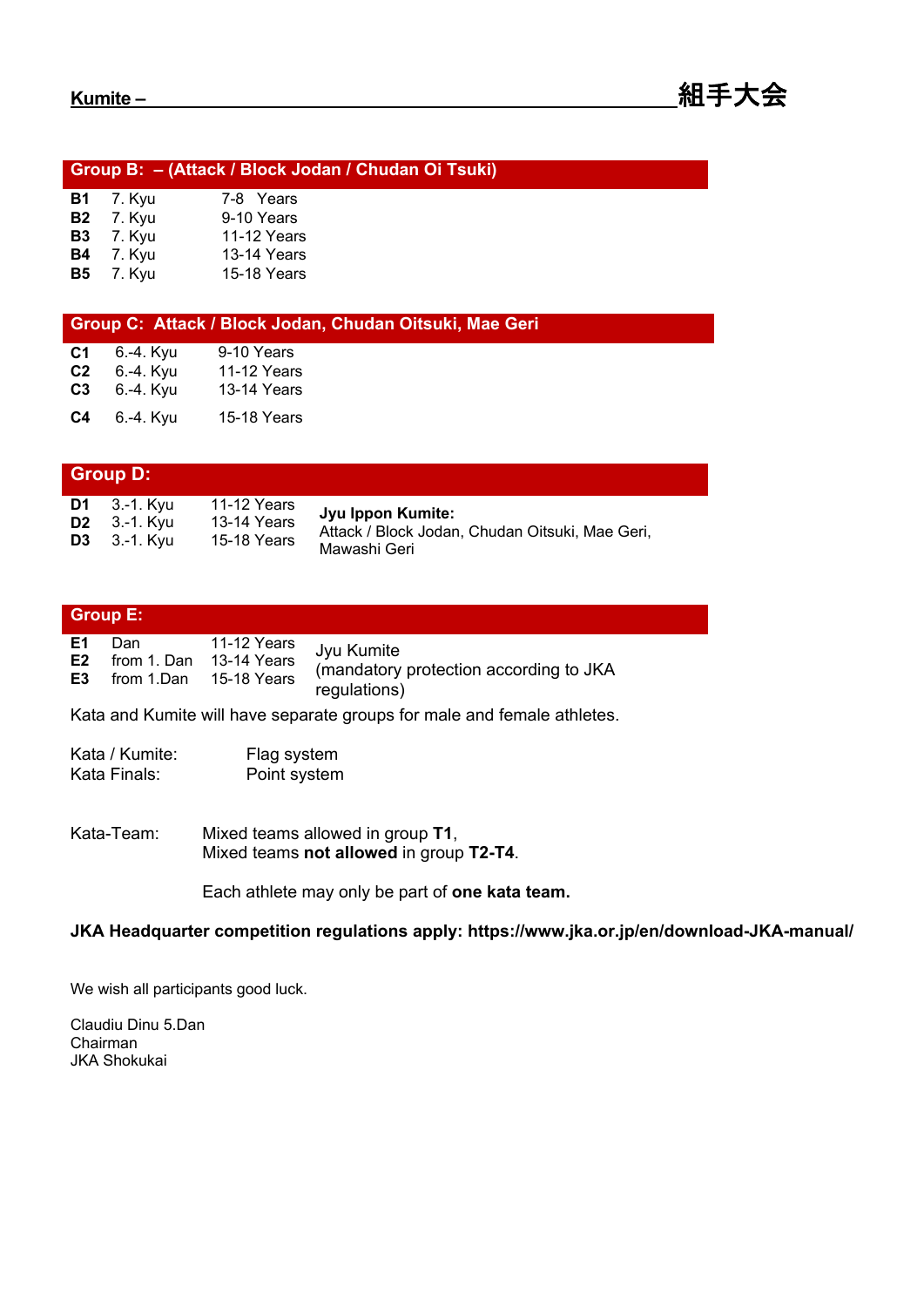## Kumite – 組手大会

### Group B: – (Attack / Block Jodan / Chudan Oi Tsuki)

| | | |
|---|---|---|
| **B1** | 7. Kyu | 7-8 Years |
| **B2** | 7. Kyu | 9-10 Years |
| **B3** | 7. Kyu | 11-12 Years |
| **B4** | 7. Kyu | 13-14 Years |
| **B5** | 7. Kyu | 15-18 Years |

### Group C: Attack / Block Jodan, Chudan Oitsuki, Mae Geri

| | | |
|---|---|---|
| **C1** | 6.-4. Kyu | 9-10 Years |
| **C2** | 6.-4. Kyu | 11-12 Years |
| **C3** | 6.-4. Kyu | 13-14 Years |
| **C4** | 6.-4. Kyu | 15-18 Years |

### Group D:

| | | | |
|---|---|---|---|
| **D1** | 3.-1. Kyu | 11-12 Years | **Jyu Ippon Kumite:** Attack / Block Jodan, Chudan Oitsuki, Mae Geri, Mawashi Geri |
| **D2** | 3.-1. Kyu | 13-14 Years | |
| **D3** | 3.-1. Kyu | 15-18 Years | |

### Group E:

| | | | |
|---|---|---|---|
| **E1** | Dan | 11-12 Years | Jyu Kumite (mandatory protection according to JKA regulations) |
| **E2** | from 1. Dan | 13-14 Years | |
| **E3** | from 1.Dan | 15-18 Years | |

Kata and Kumite will have separate groups for male and female athletes.

Kata / Kumite: Flag system
Kata Finals: Point system

Kata-Team: Mixed teams allowed in group **T1**,
Mixed teams **not allowed** in group **T2-T4**.

Each athlete may only be part of **one kata team.**

**JKA Headquarter competition regulations apply: https://www.jka.or.jp/en/download-JKA-manual/**

We wish all participants good luck.

Claudiu Dinu 5.Dan
Chairman
JKA Shokukai